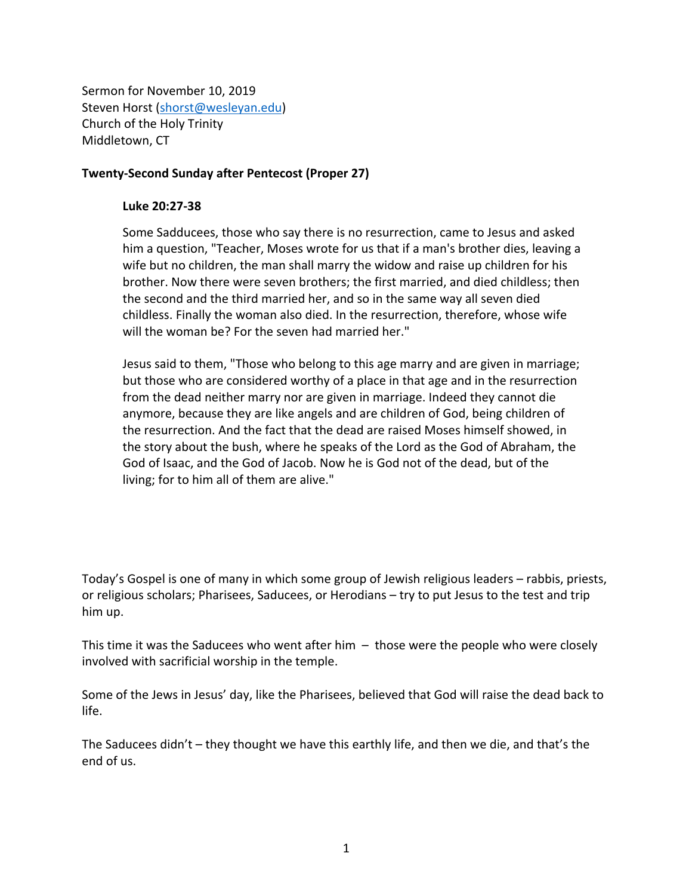Sermon for November 10, 2019
Steven Horst (shorst@wesleyan.edu)
Church of the Holy Trinity
Middletown, CT

**Twenty-Second Sunday after Pentecost (Proper 27)**

> **Luke 20:27-38**
>
> Some Sadducees, those who say there is no resurrection, came to Jesus and asked him a question, "Teacher, Moses wrote for us that if a man's brother dies, leaving a wife but no children, the man shall marry the widow and raise up children for his brother. Now there were seven brothers; the first married, and died childless; then the second and the third married her, and so in the same way all seven died childless. Finally the woman also died. In the resurrection, therefore, whose wife will the woman be? For the seven had married her."
>
> Jesus said to them, "Those who belong to this age marry and are given in marriage; but those who are considered worthy of a place in that age and in the resurrection from the dead neither marry nor are given in marriage. Indeed they cannot die anymore, because they are like angels and are children of God, being children of the resurrection. And the fact that the dead are raised Moses himself showed, in the story about the bush, where he speaks of the Lord as the God of Abraham, the God of Isaac, and the God of Jacob. Now he is God not of the dead, but of the living; for to him all of them are alive."

Today's Gospel is one of many in which some group of Jewish religious leaders – rabbis, priests, or religious scholars; Pharisees, Saducees, or Herodians – try to put Jesus to the test and trip him up.

This time it was the Saducees who went after him – those were the people who were closely involved with sacrificial worship in the temple.

Some of the Jews in Jesus' day, like the Pharisees, believed that God will raise the dead back to life.

The Saducees didn't – they thought we have this earthly life, and then we die, and that's the end of us.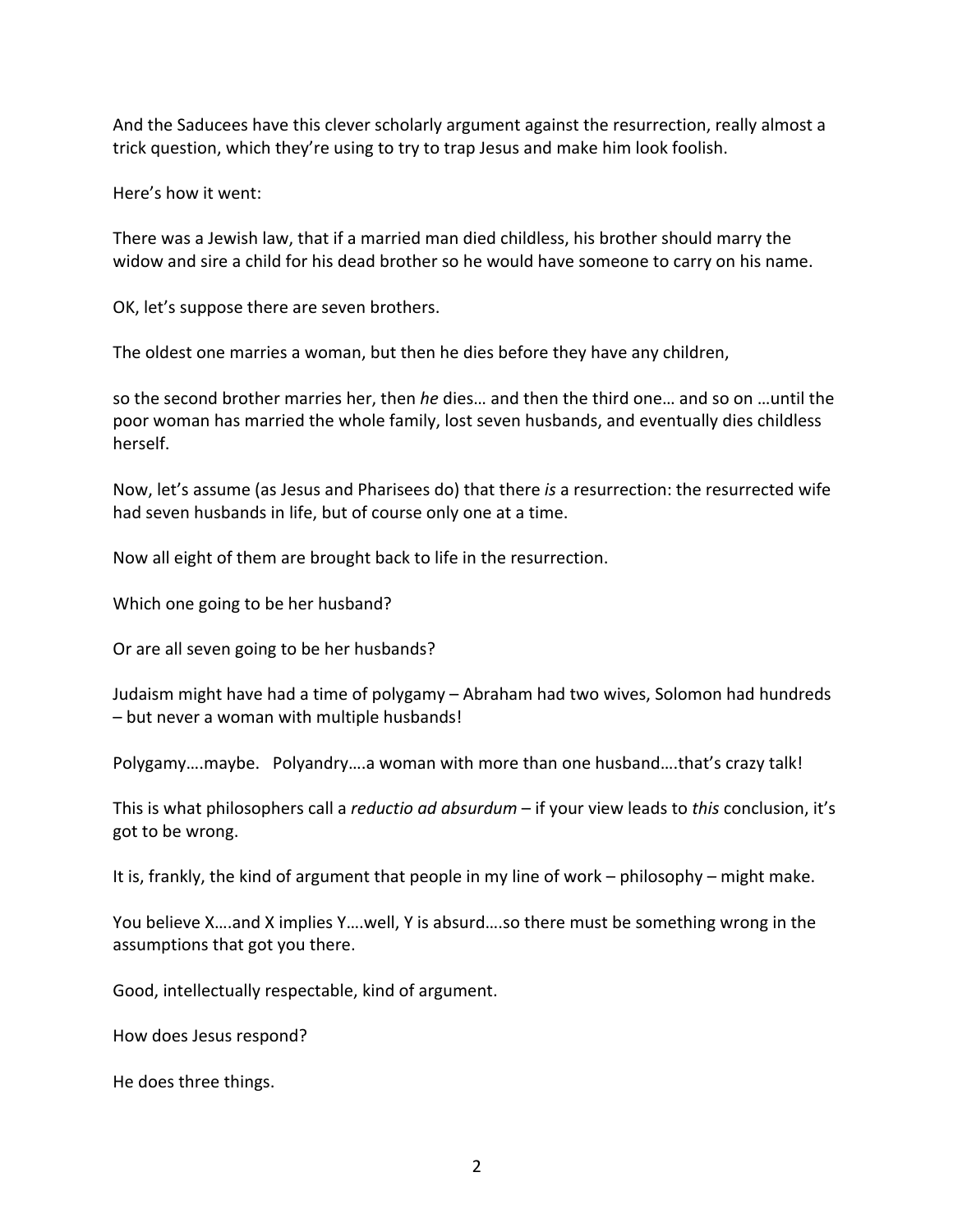And the Saducees have this clever scholarly argument against the resurrection, really almost a trick question, which they're using to try to trap Jesus and make him look foolish.

Here's how it went:

There was a Jewish law, that if a married man died childless, his brother should marry the widow and sire a child for his dead brother so he would have someone to carry on his name.

OK, let's suppose there are seven brothers.

The oldest one marries a woman, but then he dies before they have any children,

so the second brother marries her, then *he* dies… and then the third one… and so on …until the poor woman has married the whole family, lost seven husbands, and eventually dies childless herself.

Now, let's assume (as Jesus and Pharisees do) that there *is* a resurrection: the resurrected wife had seven husbands in life, but of course only one at a time.

Now all eight of them are brought back to life in the resurrection.

Which one going to be her husband?

Or are all seven going to be her husbands?

Judaism might have had a time of polygamy – Abraham had two wives, Solomon had hundreds – but never a woman with multiple husbands!

Polygamy….maybe. Polyandry….a woman with more than one husband….that's crazy talk!

This is what philosophers call a *reductio ad absurdum* – if your view leads to *this* conclusion, it's got to be wrong.

It is, frankly, the kind of argument that people in my line of work – philosophy – might make.

You believe X….and X implies Y….well, Y is absurd….so there must be something wrong in the assumptions that got you there.

Good, intellectually respectable, kind of argument.

How does Jesus respond?

He does three things.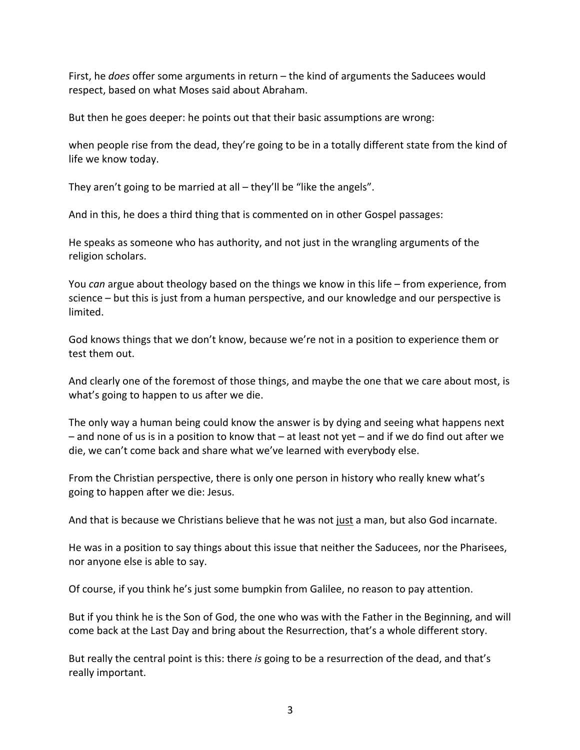First, he *does* offer some arguments in return – the kind of arguments the Saducees would respect, based on what Moses said about Abraham.

But then he goes deeper: he points out that their basic assumptions are wrong:

when people rise from the dead, they're going to be in a totally different state from the kind of life we know today.

They aren't going to be married at all – they'll be "like the angels".

And in this, he does a third thing that is commented on in other Gospel passages:

He speaks as someone who has authority, and not just in the wrangling arguments of the religion scholars.

You *can* argue about theology based on the things we know in this life – from experience, from science – but this is just from a human perspective, and our knowledge and our perspective is limited.

God knows things that we don't know, because we're not in a position to experience them or test them out.

And clearly one of the foremost of those things, and maybe the one that we care about most, is what's going to happen to us after we die.

The only way a human being could know the answer is by dying and seeing what happens next – and none of us is in a position to know that – at least not yet – and if we do find out after we die, we can't come back and share what we've learned with everybody else.

From the Christian perspective, there is only one person in history who really knew what's going to happen after we die: Jesus.

And that is because we Christians believe that he was not <u>just</u> a man, but also God incarnate.

He was in a position to say things about this issue that neither the Saducees, nor the Pharisees, nor anyone else is able to say.

Of course, if you think he's just some bumpkin from Galilee, no reason to pay attention.

But if you think he is the Son of God, the one who was with the Father in the Beginning, and will come back at the Last Day and bring about the Resurrection, that's a whole different story.

But really the central point is this: there *is* going to be a resurrection of the dead, and that's really important.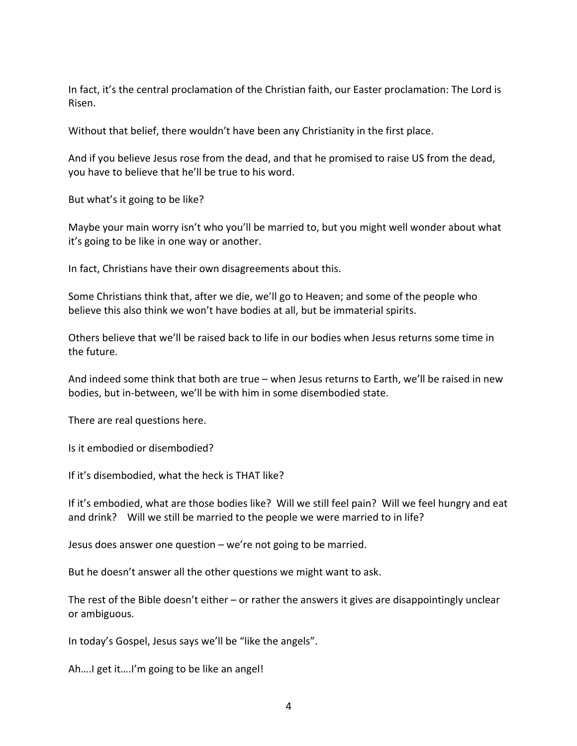In fact, it's the central proclamation of the Christian faith, our Easter proclamation: The Lord is Risen.

Without that belief, there wouldn't have been any Christianity in the first place.

And if you believe Jesus rose from the dead, and that he promised to raise US from the dead, you have to believe that he'll be true to his word.

But what's it going to be like?

Maybe your main worry isn't who you'll be married to, but you might well wonder about what it's going to be like in one way or another.

In fact, Christians have their own disagreements about this.

Some Christians think that, after we die, we'll go to Heaven; and some of the people who believe this also think we won't have bodies at all, but be immaterial spirits.

Others believe that we'll be raised back to life in our bodies when Jesus returns some time in the future.

And indeed some think that both are true – when Jesus returns to Earth, we'll be raised in new bodies, but in-between, we'll be with him in some disembodied state.

There are real questions here.

Is it embodied or disembodied?

If it's disembodied, what the heck is THAT like?

If it's embodied, what are those bodies like? Will we still feel pain? Will we feel hungry and eat and drink? Will we still be married to the people we were married to in life?

Jesus does answer one question – we're not going to be married.

But he doesn't answer all the other questions we might want to ask.

The rest of the Bible doesn't either – or rather the answers it gives are disappointingly unclear or ambiguous.

In today's Gospel, Jesus says we'll be "like the angels".

Ah….I get it….I'm going to be like an angel!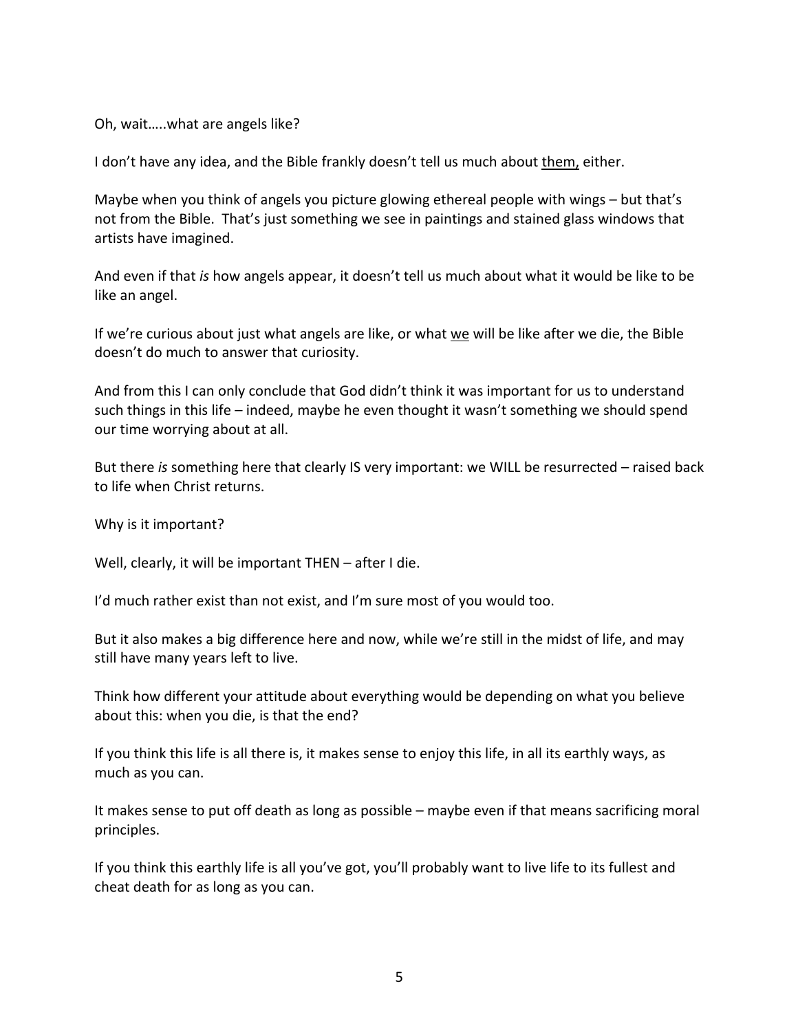Oh, wait…..what are angels like?

I don't have any idea, and the Bible frankly doesn't tell us much about <u>them,</u> either.

Maybe when you think of angels you picture glowing ethereal people with wings – but that's not from the Bible. That's just something we see in paintings and stained glass windows that artists have imagined.

And even if that *is* how angels appear, it doesn't tell us much about what it would be like to be like an angel.

If we're curious about just what angels are like, or what <u>we</u> will be like after we die, the Bible doesn't do much to answer that curiosity.

And from this I can only conclude that God didn't think it was important for us to understand such things in this life – indeed, maybe he even thought it wasn't something we should spend our time worrying about at all.

But there *is* something here that clearly IS very important: we WILL be resurrected – raised back to life when Christ returns.

Why is it important?

Well, clearly, it will be important THEN – after I die.

I'd much rather exist than not exist, and I'm sure most of you would too.

But it also makes a big difference here and now, while we're still in the midst of life, and may still have many years left to live.

Think how different your attitude about everything would be depending on what you believe about this: when you die, is that the end?

If you think this life is all there is, it makes sense to enjoy this life, in all its earthly ways, as much as you can.

It makes sense to put off death as long as possible – maybe even if that means sacrificing moral principles.

If you think this earthly life is all you've got, you'll probably want to live life to its fullest and cheat death for as long as you can.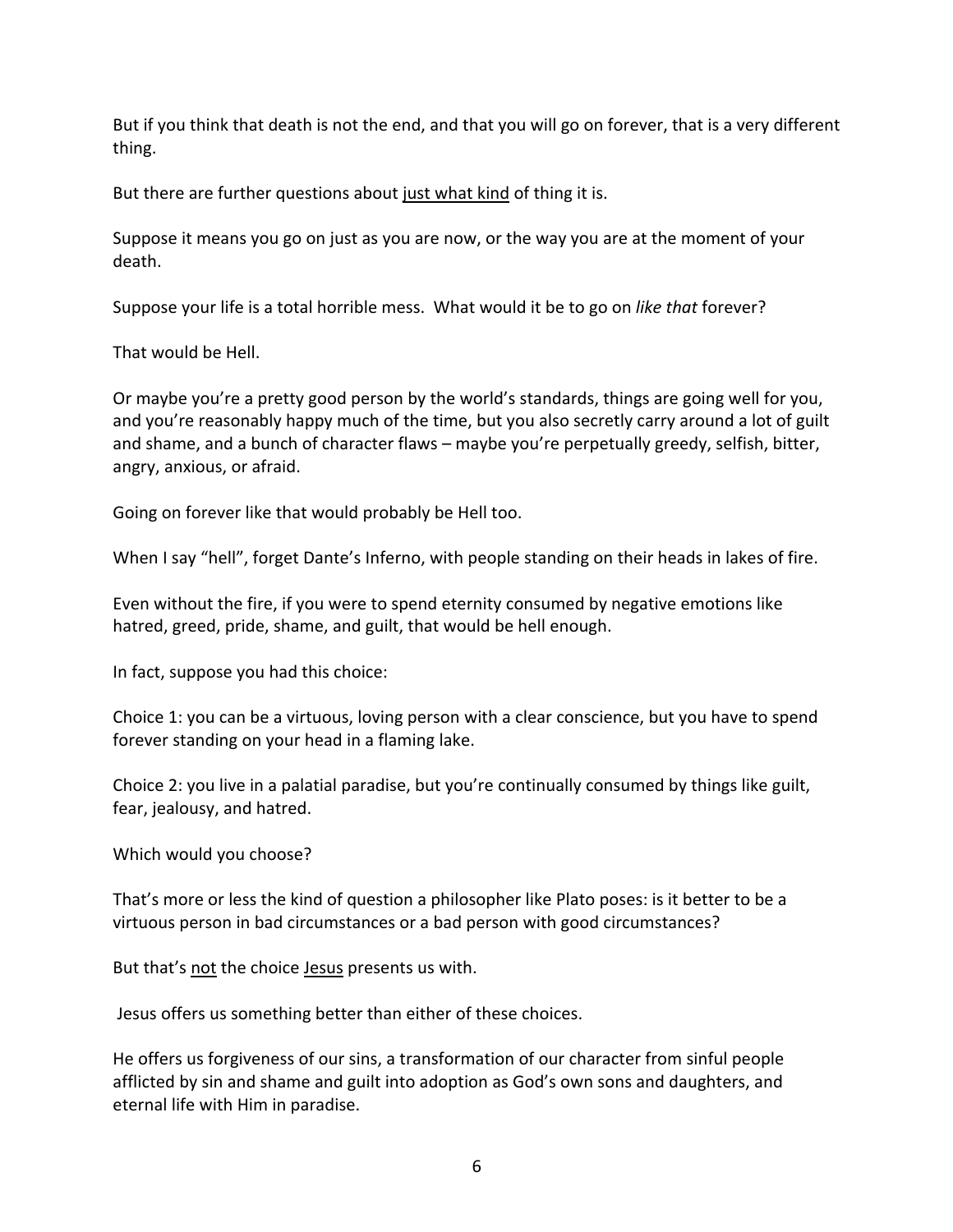But if you think that death is not the end, and that you will go on forever, that is a very different thing.

But there are further questions about <u>just what kind</u> of thing it is.

Suppose it means you go on just as you are now, or the way you are at the moment of your death.

Suppose your life is a total horrible mess. What would it be to go on *like that* forever?

That would be Hell.

Or maybe you're a pretty good person by the world's standards, things are going well for you, and you're reasonably happy much of the time, but you also secretly carry around a lot of guilt and shame, and a bunch of character flaws – maybe you're perpetually greedy, selfish, bitter, angry, anxious, or afraid.

Going on forever like that would probably be Hell too.

When I say "hell", forget Dante's Inferno, with people standing on their heads in lakes of fire.

Even without the fire, if you were to spend eternity consumed by negative emotions like hatred, greed, pride, shame, and guilt, that would be hell enough.

In fact, suppose you had this choice:

Choice 1: you can be a virtuous, loving person with a clear conscience, but you have to spend forever standing on your head in a flaming lake.

Choice 2: you live in a palatial paradise, but you're continually consumed by things like guilt, fear, jealousy, and hatred.

Which would you choose?

That's more or less the kind of question a philosopher like Plato poses: is it better to be a virtuous person in bad circumstances or a bad person with good circumstances?

But that's <u>not</u> the choice <u>Jesus</u> presents us with.

Jesus offers us something better than either of these choices.

He offers us forgiveness of our sins, a transformation of our character from sinful people afflicted by sin and shame and guilt into adoption as God's own sons and daughters, and eternal life with Him in paradise.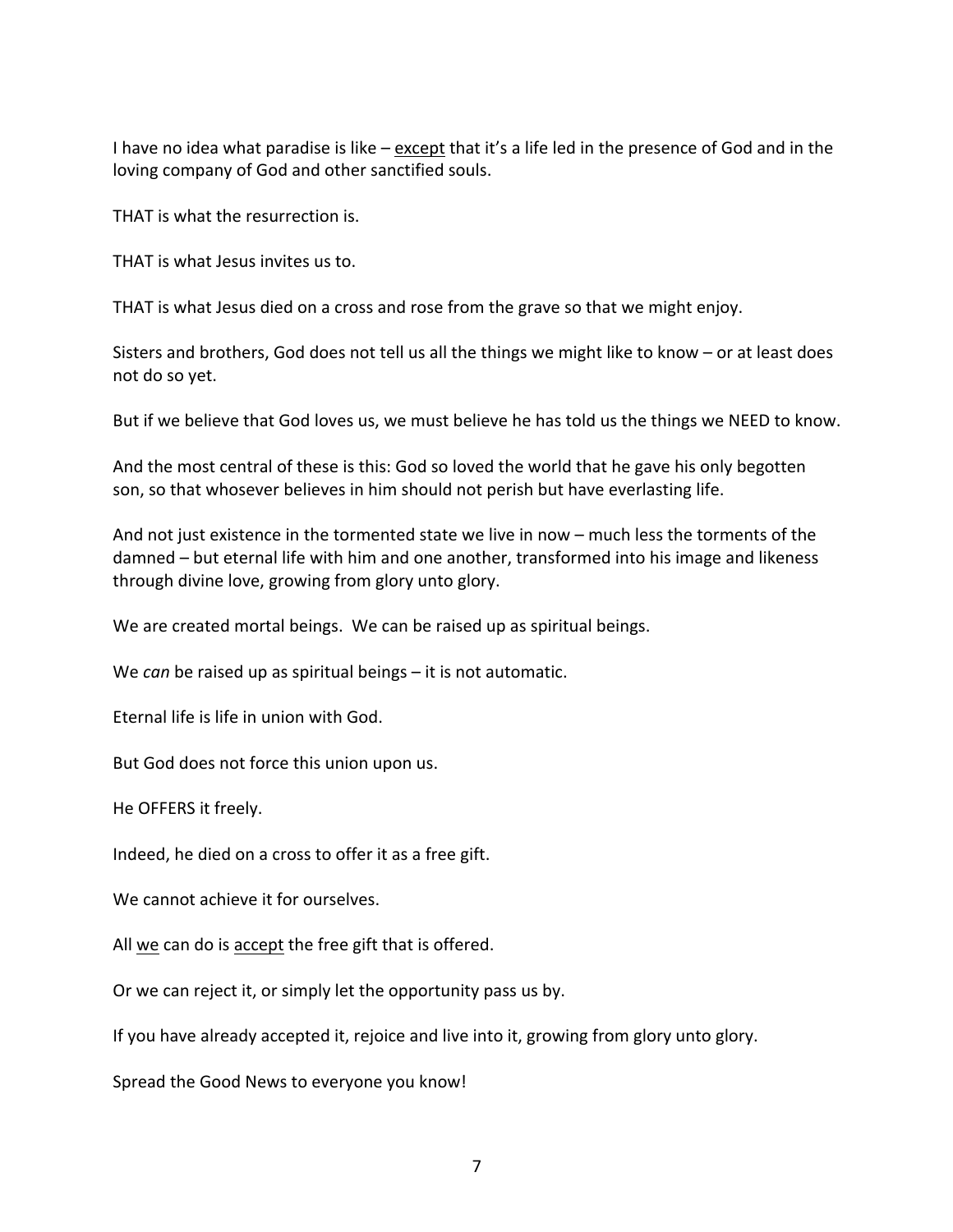I have no idea what paradise is like – <u>except</u> that it's a life led in the presence of God and in the loving company of God and other sanctified souls.

THAT is what the resurrection is.

THAT is what Jesus invites us to.

THAT is what Jesus died on a cross and rose from the grave so that we might enjoy.

Sisters and brothers, God does not tell us all the things we might like to know – or at least does not do so yet.

But if we believe that God loves us, we must believe he has told us the things we NEED to know.

And the most central of these is this: God so loved the world that he gave his only begotten son, so that whosever believes in him should not perish but have everlasting life.

And not just existence in the tormented state we live in now – much less the torments of the damned – but eternal life with him and one another, transformed into his image and likeness through divine love, growing from glory unto glory.

We are created mortal beings. We can be raised up as spiritual beings.

We *can* be raised up as spiritual beings – it is not automatic.

Eternal life is life in union with God.

But God does not force this union upon us.

He OFFERS it freely.

Indeed, he died on a cross to offer it as a free gift.

We cannot achieve it for ourselves.

All <u>we</u> can do is <u>accept</u> the free gift that is offered.

Or we can reject it, or simply let the opportunity pass us by.

If you have already accepted it, rejoice and live into it, growing from glory unto glory.

Spread the Good News to everyone you know!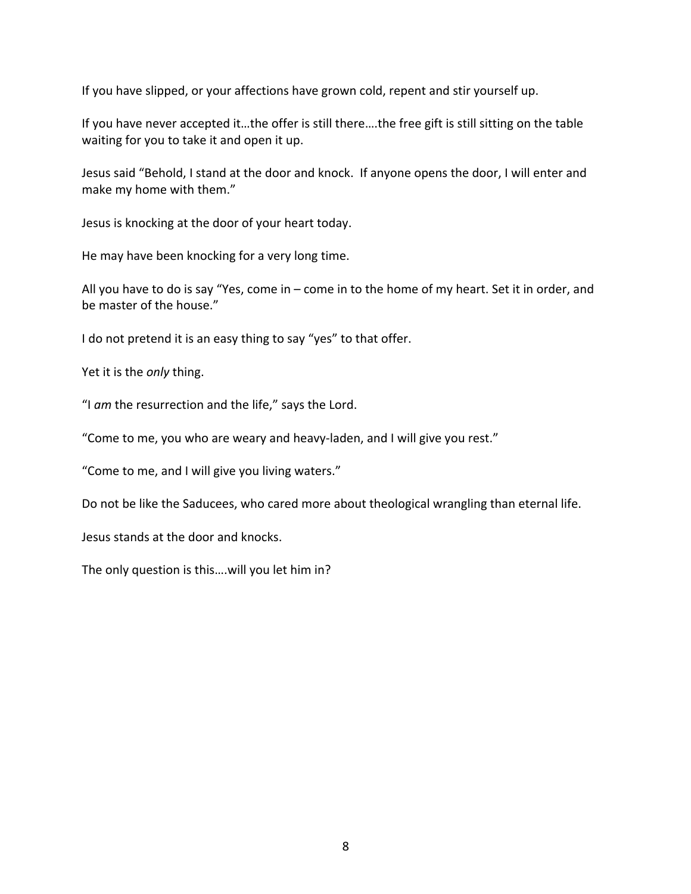If you have slipped, or your affections have grown cold, repent and stir yourself up.

If you have never accepted it…the offer is still there….the free gift is still sitting on the table waiting for you to take it and open it up.

Jesus said "Behold, I stand at the door and knock. If anyone opens the door, I will enter and make my home with them."

Jesus is knocking at the door of your heart today.

He may have been knocking for a very long time.

All you have to do is say "Yes, come in – come in to the home of my heart. Set it in order, and be master of the house."

I do not pretend it is an easy thing to say "yes" to that offer.

Yet it is the *only* thing.

"I *am* the resurrection and the life," says the Lord.

"Come to me, you who are weary and heavy-laden, and I will give you rest."

"Come to me, and I will give you living waters."

Do not be like the Saducees, who cared more about theological wrangling than eternal life.

Jesus stands at the door and knocks.

The only question is this….will you let him in?